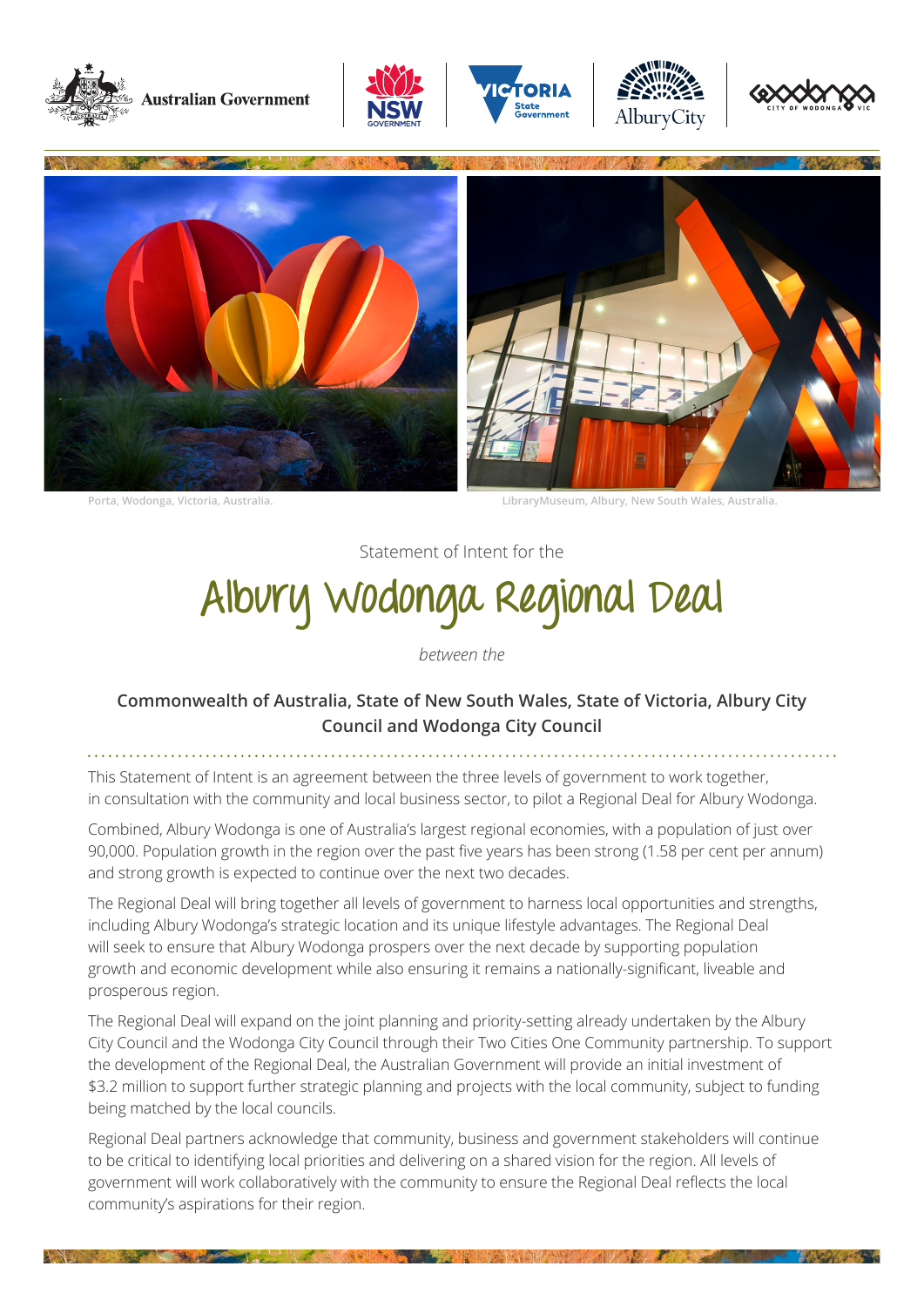Porta, Wodonga, Victoria, Australia.

LibraryMuseum, Albury, New South Wales, Australia.

Statement of Intent for the

# Albury Wodonga Regional Deal

*between the*

**Commonwealth of Australia, State of New South Wales, State of Victoria, Albury City Council and Wodonga City Council**

This Statement of Intent is an agreement between the three levels of government to work together, in consultation with the community and local business sector, to pilot a Regional Deal for Albury Wodonga.

Combined, Albury Wodonga is one of Australia's largest regional economies, with a population of just over 90,000. Population growth in the region over the past five years has been strong (1.58 per cent per annum) and strong growth is expected to continue over the next two decades.

The Regional Deal will bring together all levels of government to harness local opportunities and strengths, including Albury Wodonga's strategic location and its unique lifestyle advantages. The Regional Deal will seek to ensure that Albury Wodonga prospers over the next decade by supporting population growth and economic development while also ensuring it remains a nationally-significant, liveable and prosperous region.

The Regional Deal will expand on the joint planning and priority-setting already undertaken by the Albury City Council and the Wodonga City Council through their Two Cities One Community partnership. To support the development of the Regional Deal, the Australian Government will provide an initial investment of $3.2 million to support further strategic planning and projects with the local community, subject to funding being matched by the local councils.

Regional Deal partners acknowledge that community, business and government stakeholders will continue to be critical to identifying local priorities and delivering on a shared vision for the region. All levels of government will work collaboratively with the community to ensure the Regional Deal reflects the local community's aspirations for their region.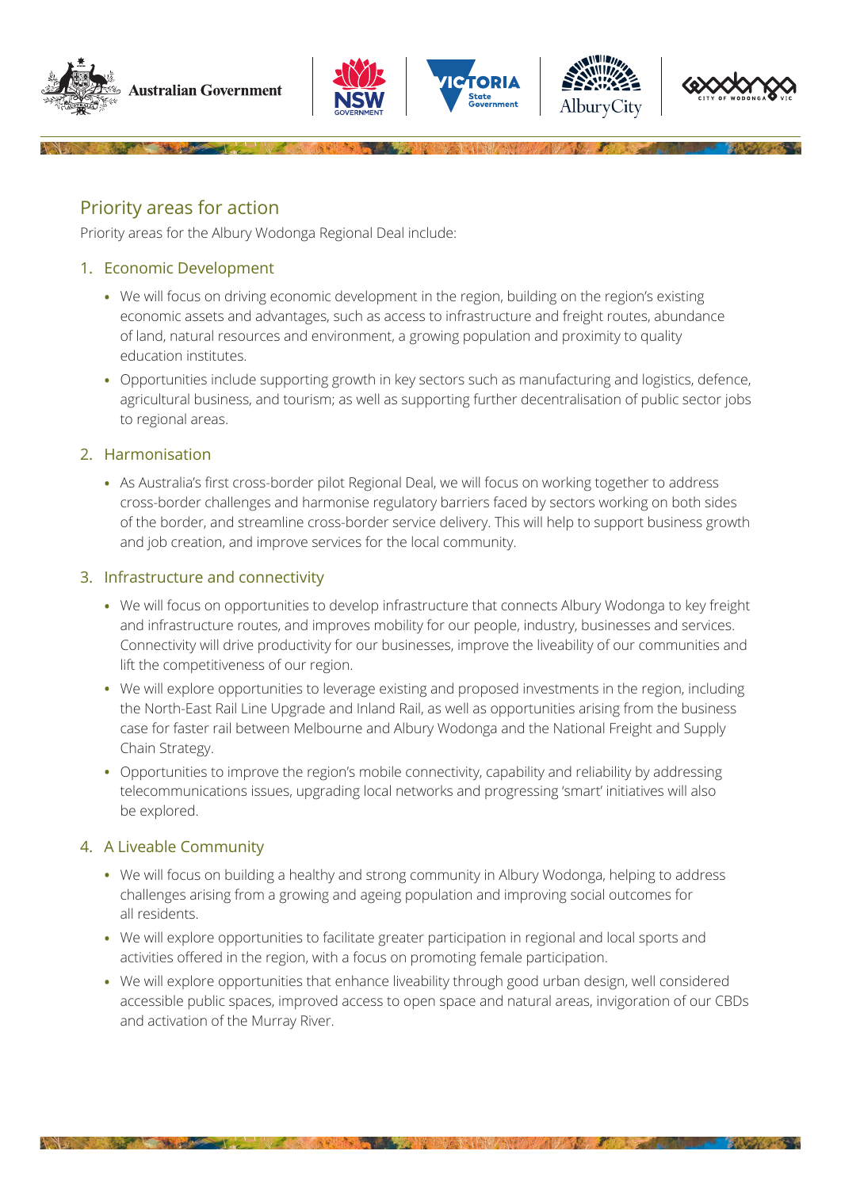## Priority areas for action

Priority areas for the Albury Wodonga Regional Deal include:

### 1. Economic Development

- We will focus on driving economic development in the region, building on the region's existing economic assets and advantages, such as access to infrastructure and freight routes, abundance of land, natural resources and environment, a growing population and proximity to quality education institutes.
- Opportunities include supporting growth in key sectors such as manufacturing and logistics, defence, agricultural business, and tourism; as well as supporting further decentralisation of public sector jobs to regional areas.

### 2. Harmonisation

- As Australia's first cross-border pilot Regional Deal, we will focus on working together to address cross-border challenges and harmonise regulatory barriers faced by sectors working on both sides of the border, and streamline cross-border service delivery. This will help to support business growth and job creation, and improve services for the local community.

### 3. Infrastructure and connectivity

- We will focus on opportunities to develop infrastructure that connects Albury Wodonga to key freight and infrastructure routes, and improves mobility for our people, industry, businesses and services. Connectivity will drive productivity for our businesses, improve the liveability of our communities and lift the competitiveness of our region.
- We will explore opportunities to leverage existing and proposed investments in the region, including the North-East Rail Line Upgrade and Inland Rail, as well as opportunities arising from the business case for faster rail between Melbourne and Albury Wodonga and the National Freight and Supply Chain Strategy.
- Opportunities to improve the region's mobile connectivity, capability and reliability by addressing telecommunications issues, upgrading local networks and progressing 'smart' initiatives will also be explored.

### 4. A Liveable Community

- We will focus on building a healthy and strong community in Albury Wodonga, helping to address challenges arising from a growing and ageing population and improving social outcomes for all residents.
- We will explore opportunities to facilitate greater participation in regional and local sports and activities offered in the region, with a focus on promoting female participation.
- We will explore opportunities that enhance liveability through good urban design, well considered accessible public spaces, improved access to open space and natural areas, invigoration of our CBDs and activation of the Murray River.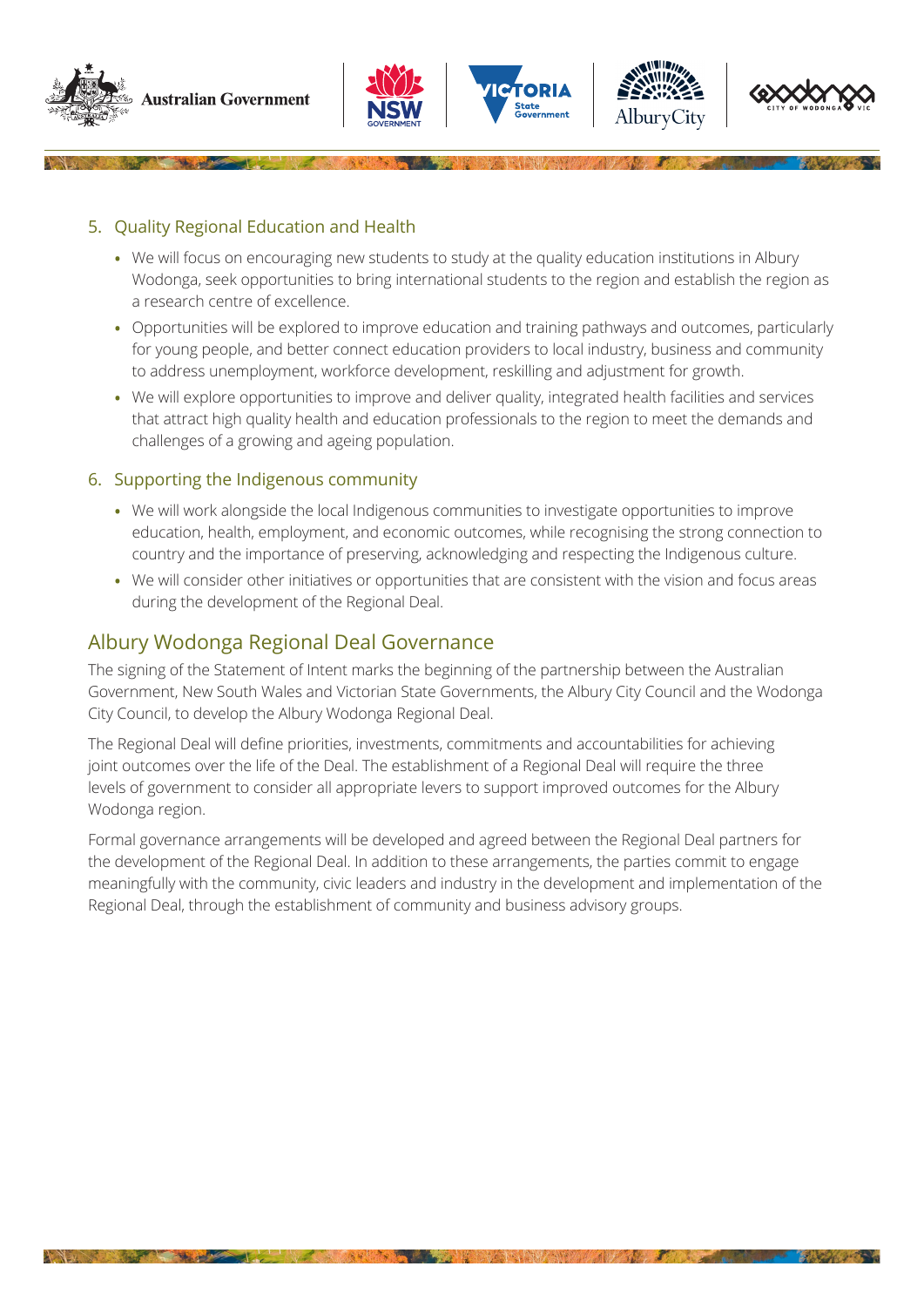5. Quality Regional Education and Health
   - We will focus on encouraging new students to study at the quality education institutions in Albury Wodonga, seek opportunities to bring international students to the region and establish the region as a research centre of excellence.
   - Opportunities will be explored to improve education and training pathways and outcomes, particularly for young people, and better connect education providers to local industry, business and community to address unemployment, workforce development, reskilling and adjustment for growth.
   - We will explore opportunities to improve and deliver quality, integrated health facilities and services that attract high quality health and education professionals to the region to meet the demands and challenges of a growing and ageing population.
6. Supporting the Indigenous community
   - We will work alongside the local Indigenous communities to investigate opportunities to improve education, health, employment, and economic outcomes, while recognising the strong connection to country and the importance of preserving, acknowledging and respecting the Indigenous culture.
   - We will consider other initiatives or opportunities that are consistent with the vision and focus areas during the development of the Regional Deal.

## Albury Wodonga Regional Deal Governance

The signing of the Statement of Intent marks the beginning of the partnership between the Australian Government, New South Wales and Victorian State Governments, the Albury City Council and the Wodonga City Council, to develop the Albury Wodonga Regional Deal.

The Regional Deal will define priorities, investments, commitments and accountabilities for achieving joint outcomes over the life of the Deal. The establishment of a Regional Deal will require the three levels of government to consider all appropriate levers to support improved outcomes for the Albury Wodonga region.

Formal governance arrangements will be developed and agreed between the Regional Deal partners for the development of the Regional Deal. In addition to these arrangements, the parties commit to engage meaningfully with the community, civic leaders and industry in the development and implementation of the Regional Deal, through the establishment of community and business advisory groups.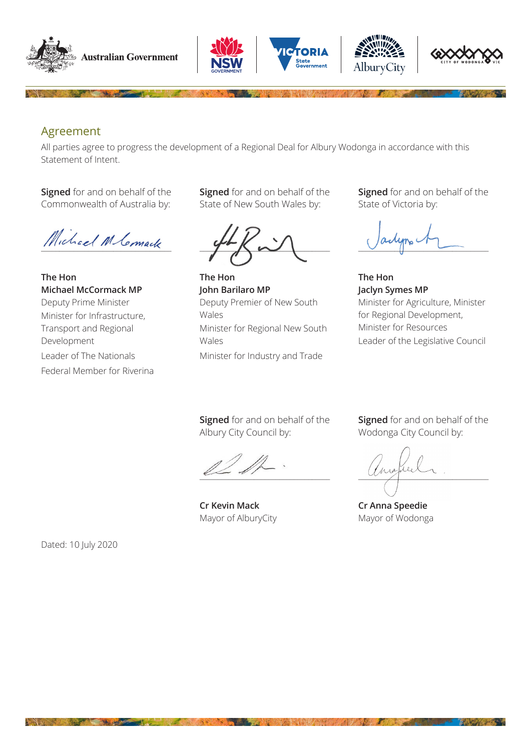## Agreement

All parties agree to progress the development of a Regional Deal for Albury Wodonga in accordance with this Statement of Intent.

**Signed** for and on behalf of the Commonwealth of Australia by:

**The Hon**
**Michael McCormack MP**
Deputy Prime Minister
Minister for Infrastructure, Transport and Regional Development
Leader of The Nationals
Federal Member for Riverina

**Signed** for and on behalf of the State of New South Wales by:

**The Hon**
**John Barilaro MP**
Deputy Premier of New South Wales
Minister for Regional New South Wales
Minister for Industry and Trade

**Signed** for and on behalf of the State of Victoria by:

**The Hon**
**Jaclyn Symes MP**
Minister for Agriculture, Minister for Regional Development, Minister for Resources
Leader of the Legislative Council

**Signed** for and on behalf of the Albury City Council by:

**Cr Kevin Mack**
Mayor of AlburyCity

**Signed** for and on behalf of the Wodonga City Council by:

**Cr Anna Speedie**
Mayor of Wodonga

Dated: 10 July 2020